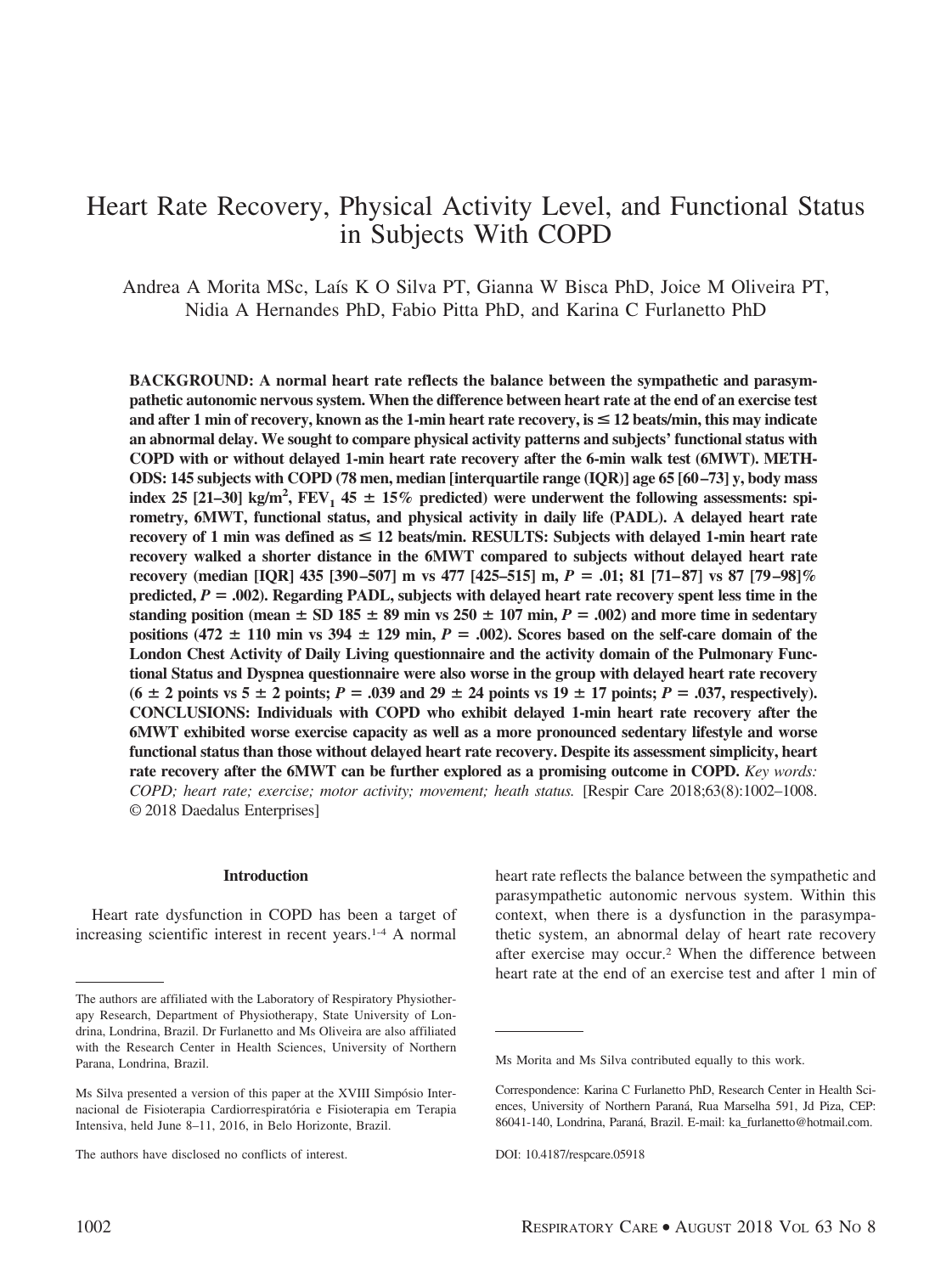# Heart Rate Recovery, Physical Activity Level, and Functional Status in Subjects With COPD

Andrea A Morita MSc, Laís K O Silva PT, Gianna W Bisca PhD, Joice M Oliveira PT, Nidia A Hernandes PhD, Fabio Pitta PhD, and Karina C Furlanetto PhD

**BACKGROUND: A normal heart rate reflects the balance between the sympathetic and parasympathetic autonomic nervous system. When the difference between heart rate at the end of an exercise test and after 1 min of recovery, known as the 1-min heart rate recovery, is ≤ 12 beats/min, this may indicate an abnormal delay. We sought to compare physical activity patterns and subjects' functional status with COPD with or without delayed 1-min heart rate recovery after the 6-min walk test (6MWT). METHODS: 145 subjects with COPD (78 men, median [interquartile range (IQR)] age 65 [60–73] y, body mass index 25 [21–30] kg/m$^2$, $FEV_1$ 45 ± 15% predicted) were underwent the following assessments: spirometry, 6MWT, functional status, and physical activity in daily life (PADL). A delayed heart rate recovery of 1 min was defined as ≤ 12 beats/min. RESULTS: Subjects with delayed 1-min heart rate recovery walked a shorter distance in the 6MWT compared to subjects without delayed heart rate recovery (median [IQR] 435 [390–507] m vs 477 [425–515] m, *P* = .01; 81 [71–87] vs 87 [79–98]% predicted, *P* = .002). Regarding PADL, subjects with delayed heart rate recovery spent less time in the standing position (mean ± SD 185 ± 89 min vs 250 ± 107 min, *P* = .002) and more time in sedentary positions (472 ± 110 min vs 394 ± 129 min, *P* = .002). Scores based on the self-care domain of the London Chest Activity of Daily Living questionnaire and the activity domain of the Pulmonary Functional Status and Dyspnea questionnaire were also worse in the group with delayed heart rate recovery (6 ± 2 points vs 5 ± 2 points; *P* = .039 and 29 ± 24 points vs 19 ± 17 points; *P* = .037, respectively). CONCLUSIONS: Individuals with COPD who exhibit delayed 1-min heart rate recovery after the 6MWT exhibited worse exercise capacity as well as a more pronounced sedentary lifestyle and worse functional status than those without delayed heart rate recovery. Despite its assessment simplicity, heart rate recovery after the 6MWT can be further explored as a promising outcome in COPD.** *Key words: COPD; heart rate; exercise; motor activity; movement; heath status.* [Respir Care 2018;63(8):1002–1008. © 2018 Daedalus Enterprises]

## Introduction

Heart rate dysfunction in COPD has been a target of increasing scientific interest in recent years.[1-4] A normal heart rate reflects the balance between the sympathetic and parasympathetic autonomic nervous system. Within this context, when there is a dysfunction in the parasympathetic system, an abnormal delay of heart rate recovery after exercise may occur.[2] When the difference between heart rate at the end of an exercise test and after 1 min of

---

The authors are affiliated with the Laboratory of Respiratory Physiotherapy Research, Department of Physiotherapy, State University of Londrina, Londrina, Brazil. Dr Furlanetto and Ms Oliveira are also affiliated with the Research Center in Health Sciences, University of Northern Parana, Londrina, Brazil.

Ms Silva presented a version of this paper at the XVIII Simpósio Internacional de Fisioterapia Cardiorrespiratória e Fisioterapia em Terapia Intensiva, held June 8–11, 2016, in Belo Horizonte, Brazil.

The authors have disclosed no conflicts of interest.

Ms Morita and Ms Silva contributed equally to this work.

Correspondence: Karina C Furlanetto PhD, Research Center in Health Sciences, University of Northern Paraná, Rua Marselha 591, Jd Piza, CEP: 86041-140, Londrina, Paraná, Brazil. E-mail: ka_furlanetto@hotmail.com.

DOI: 10.4187/respcare.05918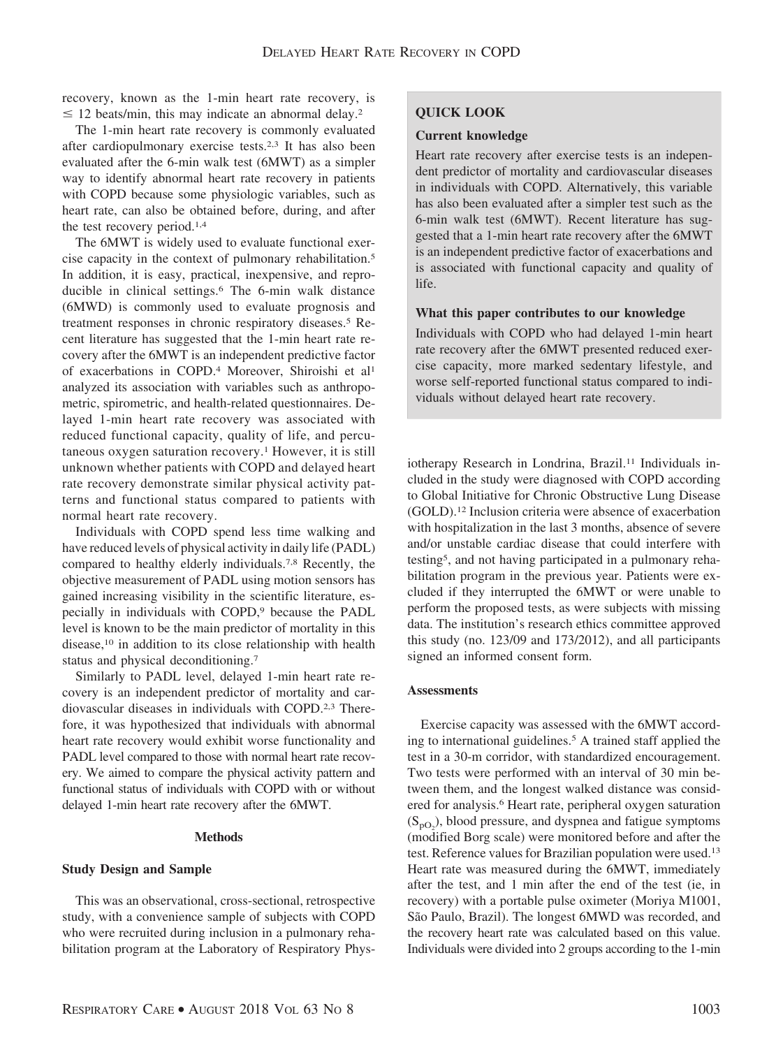recovery, known as the 1-min heart rate recovery, is $\leq$ 12 beats/min, this may indicate an abnormal delay.[2]

The 1-min heart rate recovery is commonly evaluated after cardiopulmonary exercise tests.[2,3] It has also been evaluated after the 6-min walk test (6MWT) as a simpler way to identify abnormal heart rate recovery in patients with COPD because some physiologic variables, such as heart rate, can also be obtained before, during, and after the test recovery period.[1,4]

The 6MWT is widely used to evaluate functional exercise capacity in the context of pulmonary rehabilitation.[5] In addition, it is easy, practical, inexpensive, and reproducible in clinical settings.[6] The 6-min walk distance (6MWD) is commonly used to evaluate prognosis and treatment responses in chronic respiratory diseases.[5] Recent literature has suggested that the 1-min heart rate recovery after the 6MWT is an independent predictive factor of exacerbations in COPD.[4] Moreover, Shiroishi et al[1] analyzed its association with variables such as anthropometric, spirometric, and health-related questionnaires. Delayed 1-min heart rate recovery was associated with reduced functional capacity, quality of life, and percutaneous oxygen saturation recovery.[1] However, it is still unknown whether patients with COPD and delayed heart rate recovery demonstrate similar physical activity patterns and functional status compared to patients with normal heart rate recovery.

Individuals with COPD spend less time walking and have reduced levels of physical activity in daily life (PADL) compared to healthy elderly individuals.[7,8] Recently, the objective measurement of PADL using motion sensors has gained increasing visibility in the scientific literature, especially in individuals with COPD,[9] because the PADL level is known to be the main predictor of mortality in this disease,[10] in addition to its close relationship with health status and physical deconditioning.[7]

Similarly to PADL level, delayed 1-min heart rate recovery is an independent predictor of mortality and cardiovascular diseases in individuals with COPD.[2,3] Therefore, it was hypothesized that individuals with abnormal heart rate recovery would exhibit worse functionality and PADL level compared to those with normal heart rate recovery. We aimed to compare the physical activity pattern and functional status of individuals with COPD with or without delayed 1-min heart rate recovery after the 6MWT.

> **QUICK LOOK**
>
> **Current knowledge**
>
> Heart rate recovery after exercise tests is an independent predictor of mortality and cardiovascular diseases in individuals with COPD. Alternatively, this variable has also been evaluated after a simpler test such as the 6-min walk test (6MWT). Recent literature has suggested that a 1-min heart rate recovery after the 6MWT is an independent predictive factor of exacerbations and is associated with functional capacity and quality of life.
>
> **What this paper contributes to our knowledge**
>
> Individuals with COPD who had delayed 1-min heart rate recovery after the 6MWT presented reduced exercise capacity, more marked sedentary lifestyle, and worse self-reported functional status compared to individuals without delayed heart rate recovery.

## Methods

### Study Design and Sample

This was an observational, cross-sectional, retrospective study, with a convenience sample of subjects with COPD who were recruited during inclusion in a pulmonary rehabilitation program at the Laboratory of Respiratory Physiotherapy Research in Londrina, Brazil.[11] Individuals included in the study were diagnosed with COPD according to Global Initiative for Chronic Obstructive Lung Disease (GOLD).[12] Inclusion criteria were absence of exacerbation with hospitalization in the last 3 months, absence of severe and/or unstable cardiac disease that could interfere with testing[5], and not having participated in a pulmonary rehabilitation program in the previous year. Patients were excluded if they interrupted the 6MWT or were unable to perform the proposed tests, as were subjects with missing data. The institution's research ethics committee approved this study (no. 123/09 and 173/2012), and all participants signed an informed consent form.

### Assessments

Exercise capacity was assessed with the 6MWT according to international guidelines.[5] A trained staff applied the test in a 30-m corridor, with standardized encouragement. Two tests were performed with an interval of 30 min between them, and the longest walked distance was considered for analysis.[6] Heart rate, peripheral oxygen saturation ($S_{pO_2}$), blood pressure, and dyspnea and fatigue symptoms (modified Borg scale) were monitored before and after the test. Reference values for Brazilian population were used.[13] Heart rate was measured during the 6MWT, immediately after the test, and 1 min after the end of the test (ie, in recovery) with a portable pulse oximeter (Moriya M1001, São Paulo, Brazil). The longest 6MWD was recorded, and the recovery heart rate was calculated based on this value. Individuals were divided into 2 groups according to the 1-min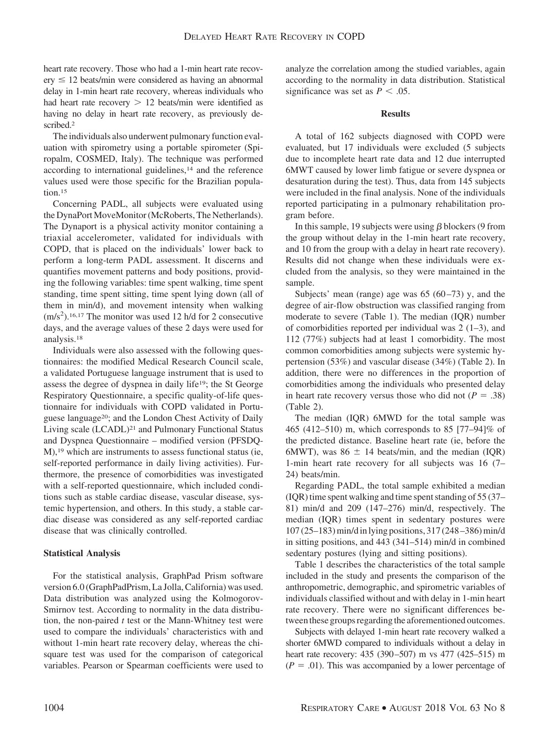heart rate recovery. Those who had a 1-min heart rate recovery $\leq$ 12 beats/min were considered as having an abnormal delay in 1-min heart rate recovery, whereas individuals who had heart rate recovery > 12 beats/min were identified as having no delay in heart rate recovery, as previously described.[2]

The individuals also underwent pulmonary function evaluation with spirometry using a portable spirometer (Spiropalm, COSMED, Italy). The technique was performed according to international guidelines,[14] and the reference values used were those specific for the Brazilian population.[15]

Concerning PADL, all subjects were evaluated using the DynaPort MoveMonitor (McRoberts, The Netherlands). The Dynaport is a physical activity monitor containing a triaxial accelerometer, validated for individuals with COPD, that is placed on the individuals' lower back to perform a long-term PADL assessment. It discerns and quantifies movement patterns and body positions, providing the following variables: time spent walking, time spent standing, time spent sitting, time spent lying down (all of them in min/d), and movement intensity when walking ($m/s^2$).[16,17] The monitor was used 12 h/d for 2 consecutive days, and the average values of these 2 days were used for analysis.[18]

Individuals were also assessed with the following questionnaires: the modified Medical Research Council scale, a validated Portuguese language instrument that is used to assess the degree of dyspnea in daily life[19]; the St George Respiratory Questionnaire, a specific quality-of-life questionnaire for individuals with COPD validated in Portuguese language[20]; and the London Chest Activity of Daily Living scale (LCADL)[21] and Pulmonary Functional Status and Dyspnea Questionnaire – modified version (PFSDQ-M),[19] which are instruments to assess functional status (ie, self-reported performance in daily living activities). Furthermore, the presence of comorbidities was investigated with a self-reported questionnaire, which included conditions such as stable cardiac disease, vascular disease, systemic hypertension, and others. In this study, a stable cardiac disease was considered as any self-reported cardiac disease that was clinically controlled.

### Statistical Analysis

For the statistical analysis, GraphPad Prism software version 6.0 (GraphPadPrism, La Jolla, California) was used. Data distribution was analyzed using the Kolmogorov-Smirnov test. According to normality in the data distribution, the non-paired *t* test or the Mann-Whitney test were used to compare the individuals' characteristics with and without 1-min heart rate recovery delay, whereas the chi-square test was used for the comparison of categorical variables. Pearson or Spearman coefficients were used to analyze the correlation among the studied variables, again according to the normality in data distribution. Statistical significance was set as $P < .05$.

## Results

A total of 162 subjects diagnosed with COPD were evaluated, but 17 individuals were excluded (5 subjects due to incomplete heart rate data and 12 due interrupted 6MWT caused by lower limb fatigue or severe dyspnea or desaturation during the test). Thus, data from 145 subjects were included in the final analysis. None of the individuals reported participating in a pulmonary rehabilitation program before.

In this sample, 19 subjects were using $\beta$ blockers (9 from the group without delay in the 1-min heart rate recovery, and 10 from the group with a delay in heart rate recovery). Results did not change when these individuals were excluded from the analysis, so they were maintained in the sample.

Subjects' mean (range) age was 65 (60–73) y, and the degree of air-flow obstruction was classified ranging from moderate to severe (Table 1). The median (IQR) number of comorbidities reported per individual was 2 (1–3), and 112 (77%) subjects had at least 1 comorbidity. The most common comorbidities among subjects were systemic hypertension (53%) and vascular disease (34%) (Table 2). In addition, there were no differences in the proportion of comorbidities among the individuals who presented delay in heart rate recovery versus those who did not ($P = .38$) (Table 2).

The median (IQR) 6MWD for the total sample was 465 (412–510) m, which corresponds to 85 [77–94]% of the predicted distance. Baseline heart rate (ie, before the 6MWT), was 86 ± 14 beats/min, and the median (IQR) 1-min heart rate recovery for all subjects was 16 (7–24) beats/min.

Regarding PADL, the total sample exhibited a median (IQR) time spent walking and time spent standing of 55 (37–81) min/d and 209 (147–276) min/d, respectively. The median (IQR) times spent in sedentary postures were 107 (25–183) min/d in lying positions, 317 (248–386) min/d in sitting positions, and 443 (341–514) min/d in combined sedentary postures (lying and sitting positions).

Table 1 describes the characteristics of the total sample included in the study and presents the comparison of the anthropometric, demographic, and spirometric variables of individuals classified without and with delay in 1-min heart rate recovery. There were no significant differences between these groups regarding the aforementioned outcomes.

Subjects with delayed 1-min heart rate recovery walked a shorter 6MWD compared to individuals without a delay in heart rate recovery: 435 (390–507) m vs 477 (425–515) m ($P = .01$). This was accompanied by a lower percentage of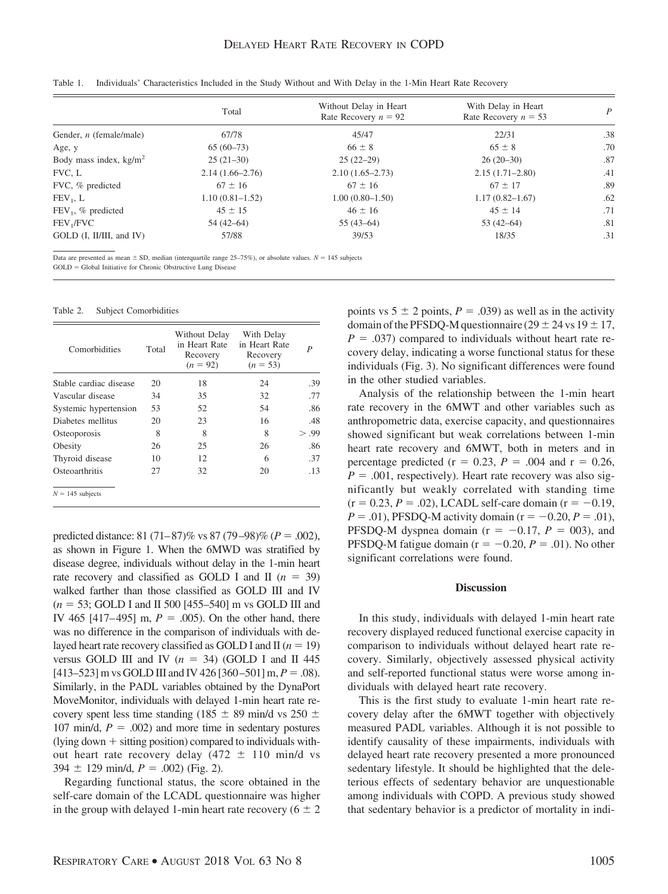Table 1. Individuals' Characteristics Included in the Study Without and With Delay in the 1-Min Heart Rate Recovery

| | Total | Without Delay in Heart Rate Recovery $n = 92$ | With Delay in Heart Rate Recovery $n = 53$ | $P$ |
|---|---|---|---|---|
| Gender, $n$ (female/male) | 67/78 | 45/47 | 22/31 | .38 |
| Age, y | 65 (60–73) | 66 ± 8 | 65 ± 8 | .70 |
| Body mass index, kg/m$^2$ | 25 (21–30) | 25 (22–29) | 26 (20–30) | .87 |
| FVC, L | 2.14 (1.66–2.76) | 2.10 (1.65–2.73) | 2.15 (1.71–2.80) | .41 |
| FVC, % predicted | 67 ± 16 | 67 ± 16 | 67 ± 17 | .89 |
| $FEV_1$, L | 1.10 (0.81–1.52) | 1.00 (0.80–1.50) | 1.17 (0.82–1.67) | .62 |
| $FEV_1$, % predicted | 45 ± 15 | 46 ± 16 | 45 ± 14 | .71 |
| $FEV_1$/FVC | 54 (42–64) | 55 (43–64) | 53 (42–64) | .81 |
| GOLD (I, II/III, and IV) | 57/88 | 39/53 | 18/35 | .31 |

Data are presented as mean ± SD, median (interquartile range 25–75%), or absolute values. $N = 145$ subjects
GOLD = Global Initiative for Chronic Obstructive Lung Disease

Table 2. Subject Comorbidities

| Comorbidities | Total | Without Delay in Heart Rate Recovery ($n = 92$) | With Delay in Heart Rate Recovery ($n = 53$) | $P$ |
|---|---|---|---|---|
| Stable cardiac disease | 20 | 18 | 24 | .39 |
| Vascular disease | 34 | 35 | 32 | .77 |
| Systemic hypertension | 53 | 52 | 54 | .86 |
| Diabetes mellitus | 20 | 23 | 16 | .48 |
| Osteoporosis | 8 | 8 | 8 | > .99 |
| Obesity | 26 | 25 | 26 | .86 |
| Thyroid disease | 10 | 12 | 6 | .37 |
| Osteoarthritis | 27 | 32 | 20 | .13 |

$N = 145$ subjects

predicted distance: 81 (71–87)% vs 87 (79–98)% ($P = .002$), as shown in Figure 1. When the 6MWD was stratified by disease degree, individuals without delay in the 1-min heart rate recovery and classified as GOLD I and II ($n = 39$) walked farther than those classified as GOLD III and IV ($n = 53$; GOLD I and II 500 [455–540] m vs GOLD III and IV 465 [417–495] m, $P = .005$). On the other hand, there was no difference in the comparison of individuals with delayed heart rate recovery classified as GOLD I and II ($n = 19$) versus GOLD III and IV ($n = 34$) (GOLD I and II 445 [413–523] m vs GOLD III and IV 426 [360–501] m, $P = .08$). Similarly, in the PADL variables obtained by the DynaPort MoveMonitor, individuals with delayed 1-min heart rate recovery spent less time standing (185 ± 89 min/d vs 250 ± 107 min/d, $P = .002$) and more time in sedentary postures (lying down + sitting position) compared to individuals without heart rate recovery delay (472 ± 110 min/d vs 394 ± 129 min/d, $P = .002$) (Fig. 2).

Regarding functional status, the score obtained in the self-care domain of the LCADL questionnaire was higher in the group with delayed 1-min heart rate recovery (6 ± 2 points vs 5 ± 2 points, $P = .039$) as well as in the activity domain of the PFSDQ-M questionnaire (29 ± 24 vs 19 ± 17, $P = .037$) compared to individuals without heart rate recovery delay, indicating a worse functional status for these individuals (Fig. 3). No significant differences were found in the other studied variables.

Analysis of the relationship between the 1-min heart rate recovery in the 6MWT and other variables such as anthropometric data, exercise capacity, and questionnaires showed significant but weak correlations between 1-min heart rate recovery and 6MWT, both in meters and in percentage predicted (r = 0.23, $P = .004$ and r = 0.26, $P = .001$, respectively). Heart rate recovery was also significantly but weakly correlated with standing time (r = 0.23, $P = .02$), LCADL self-care domain (r = −0.19, $P = .01$), PFSDQ-M activity domain (r = −0.20, $P = .01$), PFSDQ-M dyspnea domain (r = −0.17, $P = 003$), and PFSDQ-M fatigue domain (r = −0.20, $P = .01$). No other significant correlations were found.

## Discussion

In this study, individuals with delayed 1-min heart rate recovery displayed reduced functional exercise capacity in comparison to individuals without delayed heart rate recovery. Similarly, objectively assessed physical activity and self-reported functional status were worse among individuals with delayed heart rate recovery.

This is the first study to evaluate 1-min heart rate recovery delay after the 6MWT together with objectively measured PADL variables. Although it is not possible to identify causality of these impairments, individuals with delayed heart rate recovery presented a more pronounced sedentary lifestyle. It should be highlighted that the deleterious effects of sedentary behavior are unquestionable among individuals with COPD. A previous study showed that sedentary behavior is a predictor of mortality in indi-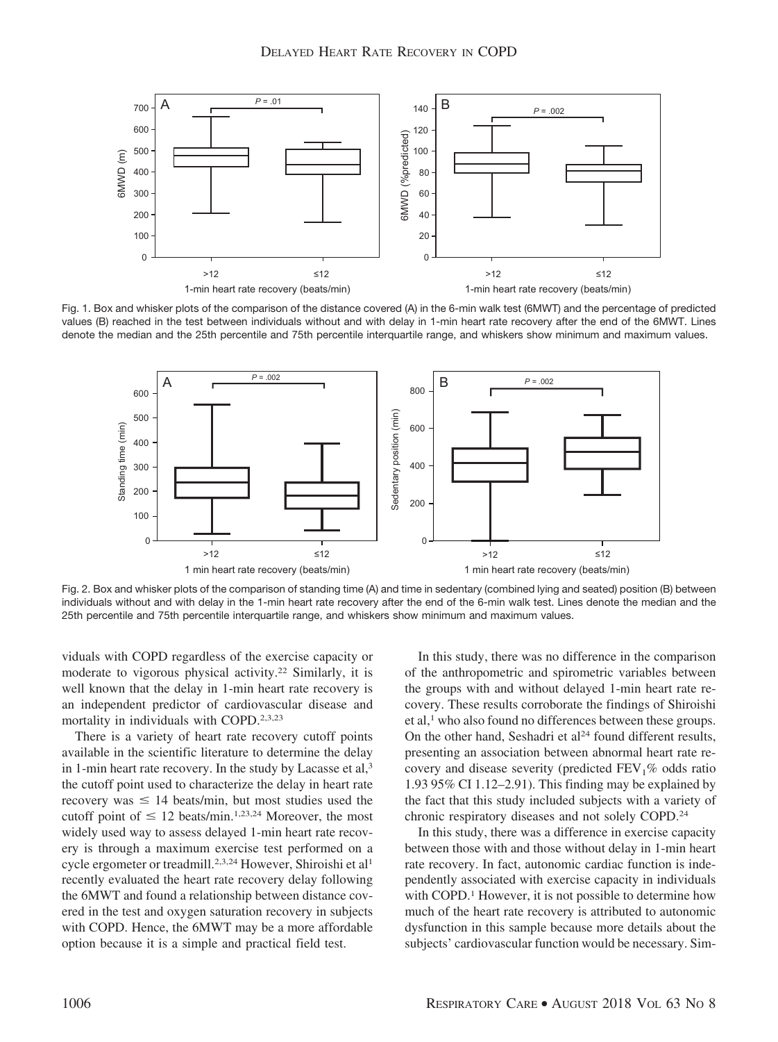Fig. 1. Box and whisker plots of the comparison of the distance covered (A) in the 6-min walk test (6MWT) and the percentage of predicted values (B) reached in the test between individuals without and with delay in 1-min heart rate recovery after the end of the 6MWT. Lines denote the median and the 25th percentile and 75th percentile interquartile range, and whiskers show minimum and maximum values.

Fig. 2. Box and whisker plots of the comparison of standing time (A) and time in sedentary (combined lying and seated) position (B) between individuals without and with delay in the 1-min heart rate recovery after the end of the 6-min walk test. Lines denote the median and the 25th percentile and 75th percentile interquartile range, and whiskers show minimum and maximum values.

viduals with COPD regardless of the exercise capacity or moderate to vigorous physical activity.[22] Similarly, it is well known that the delay in 1-min heart rate recovery is an independent predictor of cardiovascular disease and mortality in individuals with COPD.[2,3,23]

There is a variety of heart rate recovery cutoff points available in the scientific literature to determine the delay in 1-min heart rate recovery. In the study by Lacasse et al,[3] the cutoff point used to characterize the delay in heart rate recovery was $\leq$ 14 beats/min, but most studies used the cutoff point of $\leq$ 12 beats/min.[1,23,24] Moreover, the most widely used way to assess delayed 1-min heart rate recovery is through a maximum exercise test performed on a cycle ergometer or treadmill.[2,3,24] However, Shiroishi et al[1] recently evaluated the heart rate recovery delay following the 6MWT and found a relationship between distance covered in the test and oxygen saturation recovery in subjects with COPD. Hence, the 6MWT may be a more affordable option because it is a simple and practical field test.

In this study, there was no difference in the comparison of the anthropometric and spirometric variables between the groups with and without delayed 1-min heart rate recovery. These results corroborate the findings of Shiroishi et al,[1] who also found no differences between these groups. On the other hand, Seshadri et al[24] found different results, presenting an association between abnormal heart rate recovery and disease severity (predicted $FEV_1$% odds ratio 1.93 95% CI 1.12–2.91). This finding may be explained by the fact that this study included subjects with a variety of chronic respiratory diseases and not solely COPD.[24]

In this study, there was a difference in exercise capacity between those with and those without delay in 1-min heart rate recovery. In fact, autonomic cardiac function is independently associated with exercise capacity in individuals with COPD.[1] However, it is not possible to determine how much of the heart rate recovery is attributed to autonomic dysfunction in this sample because more details about the subjects' cardiovascular function would be necessary. Sim-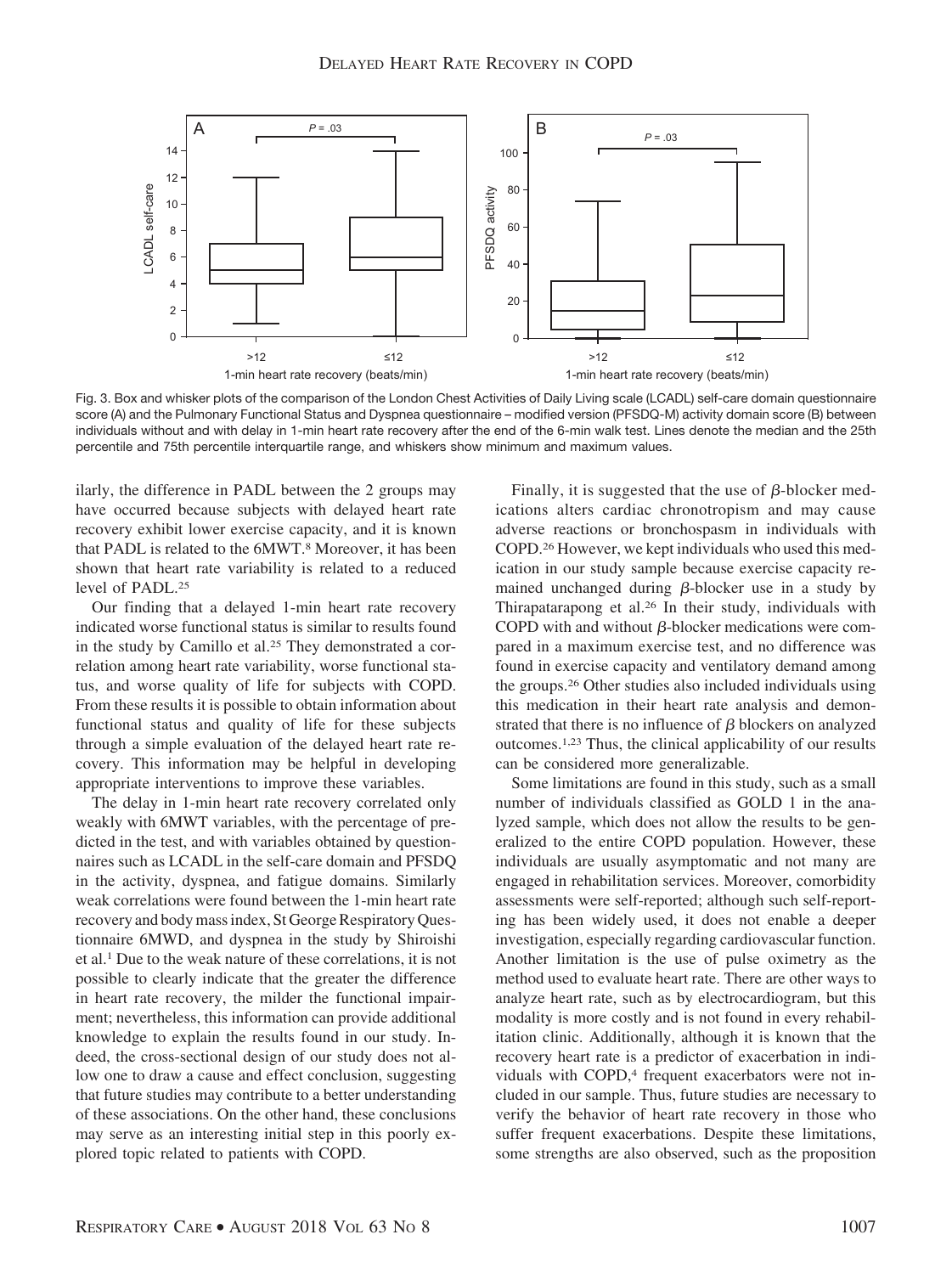Fig. 3. Box and whisker plots of the comparison of the London Chest Activities of Daily Living scale (LCADL) self-care domain questionnaire score (A) and the Pulmonary Functional Status and Dyspnea questionnaire – modified version (PFSDQ-M) activity domain score (B) between individuals without and with delay in 1-min heart rate recovery after the end of the 6-min walk test. Lines denote the median and the 25th percentile and 75th percentile interquartile range, and whiskers show minimum and maximum values.

ilarly, the difference in PADL between the 2 groups may have occurred because subjects with delayed heart rate recovery exhibit lower exercise capacity, and it is known that PADL is related to the 6MWT.[8] Moreover, it has been shown that heart rate variability is related to a reduced level of PADL.[25]

Our finding that a delayed 1-min heart rate recovery indicated worse functional status is similar to results found in the study by Camillo et al.[25] They demonstrated a correlation among heart rate variability, worse functional status, and worse quality of life for subjects with COPD. From these results it is possible to obtain information about functional status and quality of life for these subjects through a simple evaluation of the delayed heart rate recovery. This information may be helpful in developing appropriate interventions to improve these variables.

The delay in 1-min heart rate recovery correlated only weakly with 6MWT variables, with the percentage of predicted in the test, and with variables obtained by questionnaires such as LCADL in the self-care domain and PFSDQ in the activity, dyspnea, and fatigue domains. Similarly weak correlations were found between the 1-min heart rate recovery and body mass index, St George Respiratory Questionnaire 6MWD, and dyspnea in the study by Shiroishi et al.[1] Due to the weak nature of these correlations, it is not possible to clearly indicate that the greater the difference in heart rate recovery, the milder the functional impairment; nevertheless, this information can provide additional knowledge to explain the results found in our study. Indeed, the cross-sectional design of our study does not allow one to draw a cause and effect conclusion, suggesting that future studies may contribute to a better understanding of these associations. On the other hand, these conclusions may serve as an interesting initial step in this poorly explored topic related to patients with COPD.

Finally, it is suggested that the use of $\beta$-blocker medications alters cardiac chronotropism and may cause adverse reactions or bronchospasm in individuals with COPD.[26] However, we kept individuals who used this medication in our study sample because exercise capacity remained unchanged during $\beta$-blocker use in a study by Thirapatarapong et al.[26] In their study, individuals with COPD with and without $\beta$-blocker medications were compared in a maximum exercise test, and no difference was found in exercise capacity and ventilatory demand among the groups.[26] Other studies also included individuals using this medication in their heart rate analysis and demonstrated that there is no influence of $\beta$ blockers on analyzed outcomes.[1,23] Thus, the clinical applicability of our results can be considered more generalizable.

Some limitations are found in this study, such as a small number of individuals classified as GOLD 1 in the analyzed sample, which does not allow the results to be generalized to the entire COPD population. However, these individuals are usually asymptomatic and not many are engaged in rehabilitation services. Moreover, comorbidity assessments were self-reported; although such self-reporting has been widely used, it does not enable a deeper investigation, especially regarding cardiovascular function. Another limitation is the use of pulse oximetry as the method used to evaluate heart rate. There are other ways to analyze heart rate, such as by electrocardiogram, but this modality is more costly and is not found in every rehabilitation clinic. Additionally, although it is known that the recovery heart rate is a predictor of exacerbation in individuals with COPD,[4] frequent exacerbators were not included in our sample. Thus, future studies are necessary to verify the behavior of heart rate recovery in those who suffer frequent exacerbations. Despite these limitations, some strengths are also observed, such as the proposition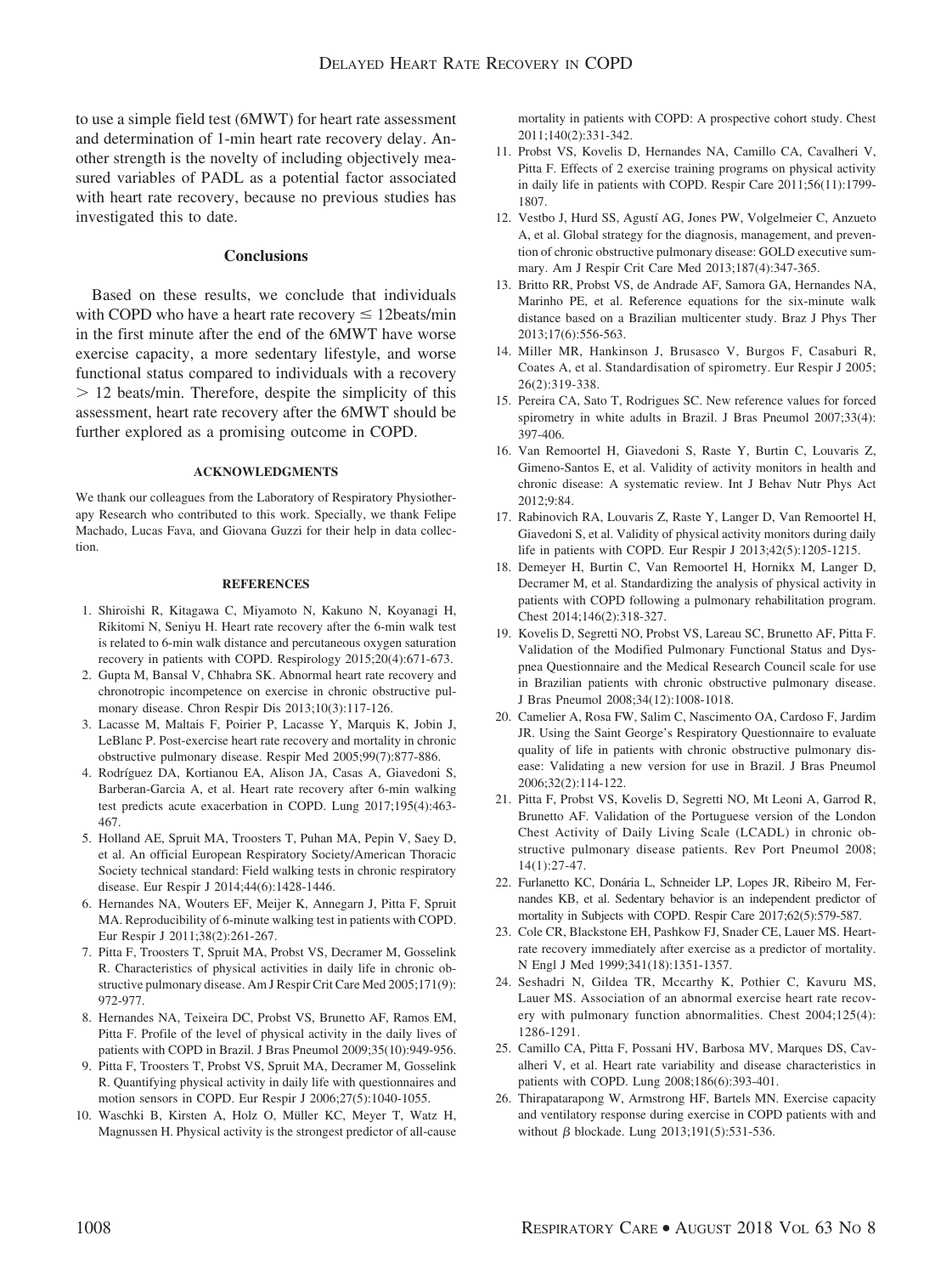to use a simple field test (6MWT) for heart rate assessment and determination of 1-min heart rate recovery delay. Another strength is the novelty of including objectively measured variables of PADL as a potential factor associated with heart rate recovery, because no previous studies has investigated this to date.

## Conclusions

Based on these results, we conclude that individuals with COPD who have a heart rate recovery $\leq$ 12beats/min in the first minute after the end of the 6MWT have worse exercise capacity, a more sedentary lifestyle, and worse functional status compared to individuals with a recovery $>$ 12 beats/min. Therefore, despite the simplicity of this assessment, heart rate recovery after the 6MWT should be further explored as a promising outcome in COPD.

#### ACKNOWLEDGMENTS

We thank our colleagues from the Laboratory of Respiratory Physiotherapy Research who contributed to this work. Specially, we thank Felipe Machado, Lucas Fava, and Giovana Guzzi for their help in data collection.

#### REFERENCES

1. Shiroishi R, Kitagawa C, Miyamoto N, Kakuno N, Koyanagi H, Rikitomi N, Seniyu H. Heart rate recovery after the 6-min walk test is related to 6-min walk distance and percutaneous oxygen saturation recovery in patients with COPD. Respirology 2015;20(4):671-673.
2. Gupta M, Bansal V, Chhabra SK. Abnormal heart rate recovery and chronotropic incompetence on exercise in chronic obstructive pulmonary disease. Chron Respir Dis 2013;10(3):117-126.
3. Lacasse M, Maltais F, Poirier P, Lacasse Y, Marquis K, Jobin J, LeBlanc P. Post-exercise heart rate recovery and mortality in chronic obstructive pulmonary disease. Respir Med 2005;99(7):877-886.
4. Rodríguez DA, Kortianou EA, Alison JA, Casas A, Giavedoni S, Barberan-Garcia A, et al. Heart rate recovery after 6-min walking test predicts acute exacerbation in COPD. Lung 2017;195(4):463-467.
5. Holland AE, Spruit MA, Troosters T, Puhan MA, Pepin V, Saey D, et al. An official European Respiratory Society/American Thoracic Society technical standard: Field walking tests in chronic respiratory disease. Eur Respir J 2014;44(6):1428-1446.
6. Hernandes NA, Wouters EF, Meijer K, Annegarn J, Pitta F, Spruit MA. Reproducibility of 6-minute walking test in patients with COPD. Eur Respir J 2011;38(2):261-267.
7. Pitta F, Troosters T, Spruit MA, Probst VS, Decramer M, Gosselink R. Characteristics of physical activities in daily life in chronic obstructive pulmonary disease. Am J Respir Crit Care Med 2005;171(9): 972-977.
8. Hernandes NA, Teixeira DC, Probst VS, Brunetto AF, Ramos EM, Pitta F. Profile of the level of physical activity in the daily lives of patients with COPD in Brazil. J Bras Pneumol 2009;35(10):949-956.
9. Pitta F, Troosters T, Probst VS, Spruit MA, Decramer M, Gosselink R. Quantifying physical activity in daily life with questionnaires and motion sensors in COPD. Eur Respir J 2006;27(5):1040-1055.
10. Waschki B, Kirsten A, Holz O, Müller KC, Meyer T, Watz H, Magnussen H. Physical activity is the strongest predictor of all-cause mortality in patients with COPD: A prospective cohort study. Chest 2011;140(2):331-342.
11. Probst VS, Kovelis D, Hernandes NA, Camillo CA, Cavalheri V, Pitta F. Effects of 2 exercise training programs on physical activity in daily life in patients with COPD. Respir Care 2011;56(11):1799-1807.
12. Vestbo J, Hurd SS, Agustí AG, Jones PW, Volgelmeier C, Anzueto A, et al. Global strategy for the diagnosis, management, and prevention of chronic obstructive pulmonary disease: GOLD executive summary. Am J Respir Crit Care Med 2013;187(4):347-365.
13. Britto RR, Probst VS, de Andrade AF, Samora GA, Hernandes NA, Marinho PE, et al. Reference equations for the six-minute walk distance based on a Brazilian multicenter study. Braz J Phys Ther 2013;17(6):556-563.
14. Miller MR, Hankinson J, Brusasco V, Burgos F, Casaburi R, Coates A, et al. Standardisation of spirometry. Eur Respir J 2005; 26(2):319-338.
15. Pereira CA, Sato T, Rodrigues SC. New reference values for forced spirometry in white adults in Brazil. J Bras Pneumol 2007;33(4): 397-406.
16. Van Remoortel H, Giavedoni S, Raste Y, Burtin C, Louvaris Z, Gimeno-Santos E, et al. Validity of activity monitors in health and chronic disease: A systematic review. Int J Behav Nutr Phys Act 2012;9:84.
17. Rabinovich RA, Louvaris Z, Raste Y, Langer D, Van Remoortel H, Giavedoni S, et al. Validity of physical activity monitors during daily life in patients with COPD. Eur Respir J 2013;42(5):1205-1215.
18. Demeyer H, Burtin C, Van Remoortel H, Hornikx M, Langer D, Decramer M, et al. Standardizing the analysis of physical activity in patients with COPD following a pulmonary rehabilitation program. Chest 2014;146(2):318-327.
19. Kovelis D, Segretti NO, Probst VS, Lareau SC, Brunetto AF, Pitta F. Validation of the Modified Pulmonary Functional Status and Dyspnea Questionnaire and the Medical Research Council scale for use in Brazilian patients with chronic obstructive pulmonary disease. J Bras Pneumol 2008;34(12):1008-1018.
20. Camelier A, Rosa FW, Salim C, Nascimento OA, Cardoso F, Jardim JR. Using the Saint George's Respiratory Questionnaire to evaluate quality of life in patients with chronic obstructive pulmonary disease: Validating a new version for use in Brazil. J Bras Pneumol 2006;32(2):114-122.
21. Pitta F, Probst VS, Kovelis D, Segretti NO, Mt Leoni A, Garrod R, Brunetto AF. Validation of the Portuguese version of the London Chest Activity of Daily Living Scale (LCADL) in chronic obstructive pulmonary disease patients. Rev Port Pneumol 2008; 14(1):27-47.
22. Furlanetto KC, Donária L, Schneider LP, Lopes JR, Ribeiro M, Fernandes KB, et al. Sedentary behavior is an independent predictor of mortality in Subjects with COPD. Respir Care 2017;62(5):579-587.
23. Cole CR, Blackstone EH, Pashkow FJ, Snader CE, Lauer MS. Heart-rate recovery immediately after exercise as a predictor of mortality. N Engl J Med 1999;341(18):1351-1357.
24. Seshadri N, Gildea TR, Mccarthy K, Pothier C, Kavuru MS, Lauer MS. Association of an abnormal exercise heart rate recovery with pulmonary function abnormalities. Chest 2004;125(4): 1286-1291.
25. Camillo CA, Pitta F, Possani HV, Barbosa MV, Marques DS, Cavalheri V, et al. Heart rate variability and disease characteristics in patients with COPD. Lung 2008;186(6):393-401.
26. Thirapatarapong W, Armstrong HF, Bartels MN. Exercise capacity and ventilatory response during exercise in COPD patients with and without $\beta$ blockade. Lung 2013;191(5):531-536.